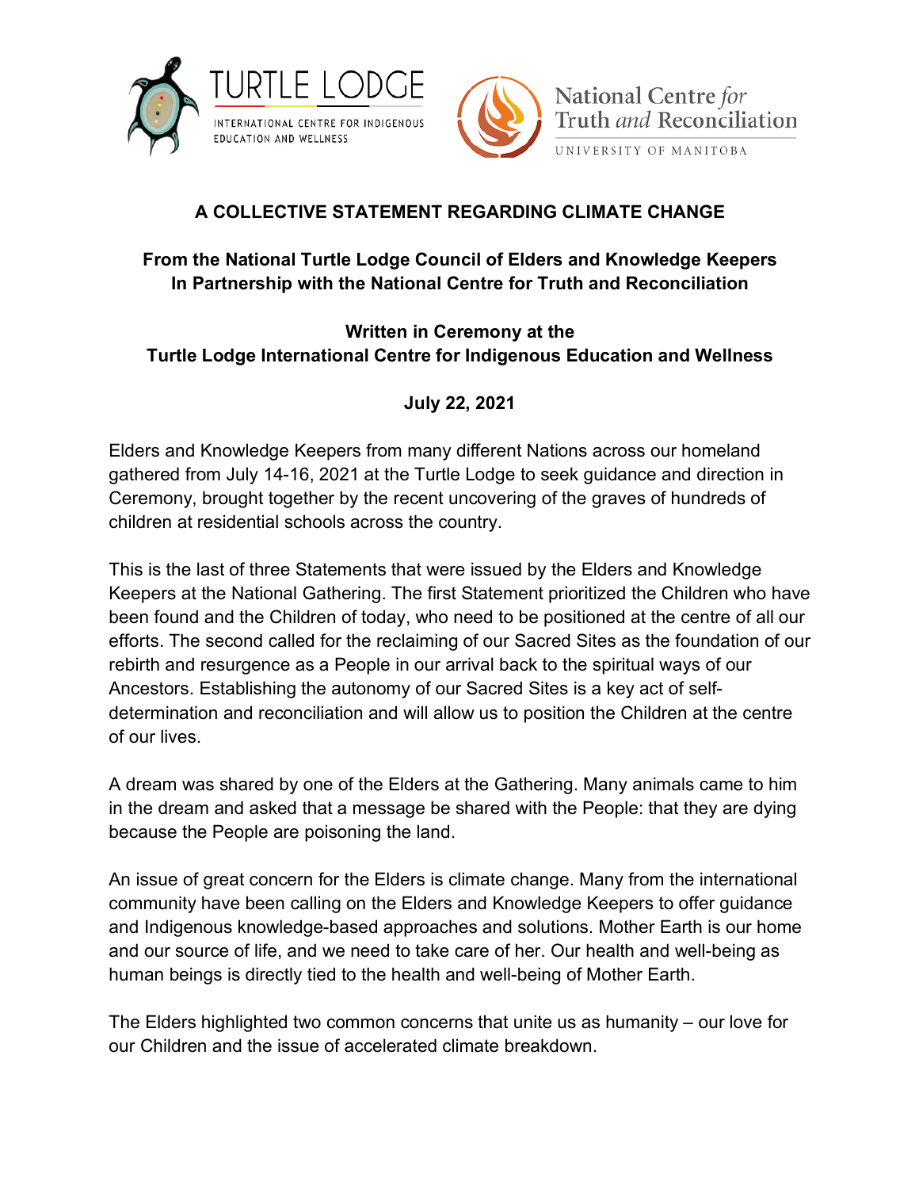TURTLE LODGE
INTERNATIONAL CENTRE FOR INDIGENOUS EDUCATION AND WELLNESS

National Centre *for* Truth *and* Reconciliation
UNIVERSITY OF MANITOBA

# A COLLECTIVE STATEMENT REGARDING CLIMATE CHANGE

**From the National Turtle Lodge Council of Elders and Knowledge Keepers**
**In Partnership with the National Centre for Truth and Reconciliation**

**Written in Ceremony at the**
**Turtle Lodge International Centre for Indigenous Education and Wellness**

**July 22, 2021**

Elders and Knowledge Keepers from many different Nations across our homeland gathered from July 14-16, 2021 at the Turtle Lodge to seek guidance and direction in Ceremony, brought together by the recent uncovering of the graves of hundreds of children at residential schools across the country.

This is the last of three Statements that were issued by the Elders and Knowledge Keepers at the National Gathering. The first Statement prioritized the Children who have been found and the Children of today, who need to be positioned at the centre of all our efforts. The second called for the reclaiming of our Sacred Sites as the foundation of our rebirth and resurgence as a People in our arrival back to the spiritual ways of our Ancestors. Establishing the autonomy of our Sacred Sites is a key act of self-determination and reconciliation and will allow us to position the Children at the centre of our lives.

A dream was shared by one of the Elders at the Gathering. Many animals came to him in the dream and asked that a message be shared with the People: that they are dying because the People are poisoning the land.

An issue of great concern for the Elders is climate change. Many from the international community have been calling on the Elders and Knowledge Keepers to offer guidance and Indigenous knowledge-based approaches and solutions. Mother Earth is our home and our source of life, and we need to take care of her. Our health and well-being as human beings is directly tied to the health and well-being of Mother Earth.

The Elders highlighted two common concerns that unite us as humanity – our love for our Children and the issue of accelerated climate breakdown.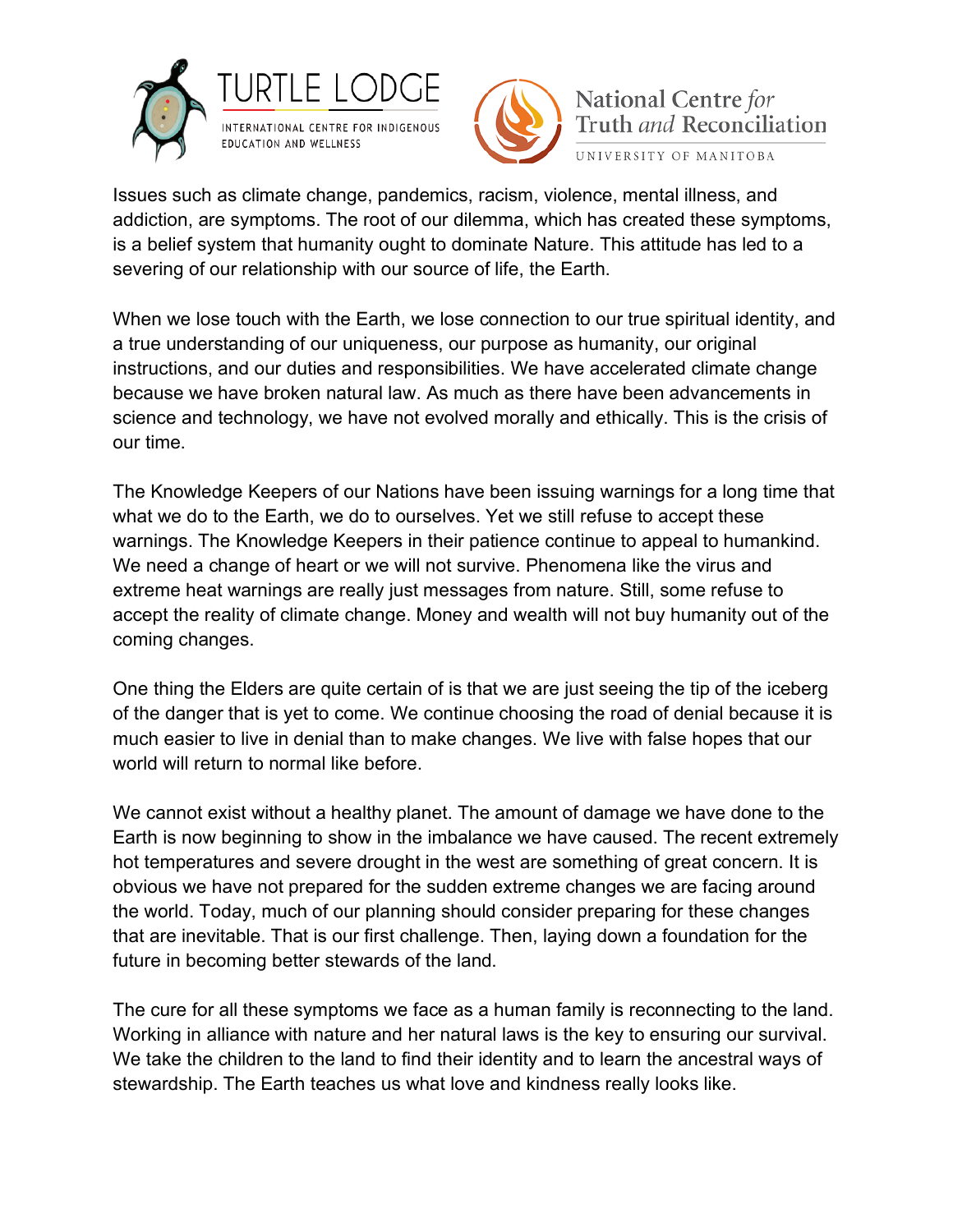Issues such as climate change, pandemics, racism, violence, mental illness, and addiction, are symptoms. The root of our dilemma, which has created these symptoms, is a belief system that humanity ought to dominate Nature. This attitude has led to a severing of our relationship with our source of life, the Earth.

When we lose touch with the Earth, we lose connection to our true spiritual identity, and a true understanding of our uniqueness, our purpose as humanity, our original instructions, and our duties and responsibilities. We have accelerated climate change because we have broken natural law. As much as there have been advancements in science and technology, we have not evolved morally and ethically. This is the crisis of our time.

The Knowledge Keepers of our Nations have been issuing warnings for a long time that what we do to the Earth, we do to ourselves. Yet we still refuse to accept these warnings. The Knowledge Keepers in their patience continue to appeal to humankind. We need a change of heart or we will not survive. Phenomena like the virus and extreme heat warnings are really just messages from nature. Still, some refuse to accept the reality of climate change. Money and wealth will not buy humanity out of the coming changes.

One thing the Elders are quite certain of is that we are just seeing the tip of the iceberg of the danger that is yet to come. We continue choosing the road of denial because it is much easier to live in denial than to make changes. We live with false hopes that our world will return to normal like before.

We cannot exist without a healthy planet. The amount of damage we have done to the Earth is now beginning to show in the imbalance we have caused. The recent extremely hot temperatures and severe drought in the west are something of great concern. It is obvious we have not prepared for the sudden extreme changes we are facing around the world. Today, much of our planning should consider preparing for these changes that are inevitable. That is our first challenge. Then, laying down a foundation for the future in becoming better stewards of the land.

The cure for all these symptoms we face as a human family is reconnecting to the land. Working in alliance with nature and her natural laws is the key to ensuring our survival. We take the children to the land to find their identity and to learn the ancestral ways of stewardship. The Earth teaches us what love and kindness really looks like.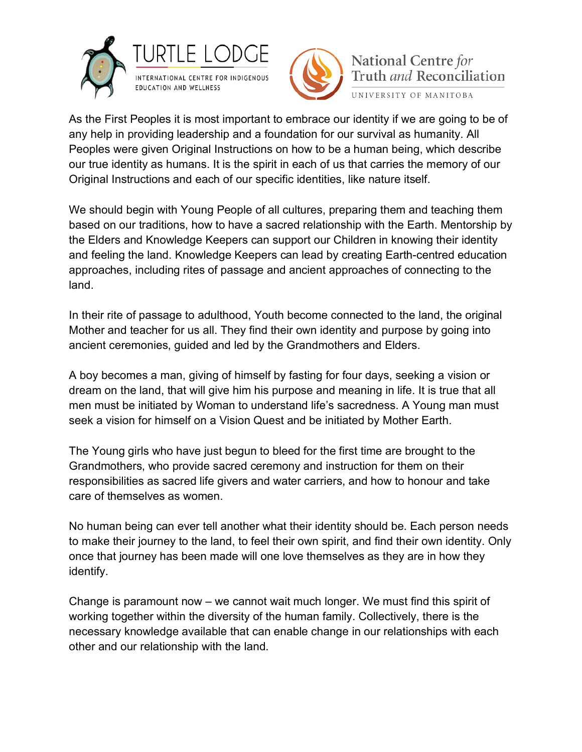As the First Peoples it is most important to embrace our identity if we are going to be of any help in providing leadership and a foundation for our survival as humanity. All Peoples were given Original Instructions on how to be a human being, which describe our true identity as humans. It is the spirit in each of us that carries the memory of our Original Instructions and each of our specific identities, like nature itself.

We should begin with Young People of all cultures, preparing them and teaching them based on our traditions, how to have a sacred relationship with the Earth. Mentorship by the Elders and Knowledge Keepers can support our Children in knowing their identity and feeling the land. Knowledge Keepers can lead by creating Earth-centred education approaches, including rites of passage and ancient approaches of connecting to the land.

In their rite of passage to adulthood, Youth become connected to the land, the original Mother and teacher for us all. They find their own identity and purpose by going into ancient ceremonies, guided and led by the Grandmothers and Elders.

A boy becomes a man, giving of himself by fasting for four days, seeking a vision or dream on the land, that will give him his purpose and meaning in life. It is true that all men must be initiated by Woman to understand life's sacredness. A Young man must seek a vision for himself on a Vision Quest and be initiated by Mother Earth.

The Young girls who have just begun to bleed for the first time are brought to the Grandmothers, who provide sacred ceremony and instruction for them on their responsibilities as sacred life givers and water carriers, and how to honour and take care of themselves as women.

No human being can ever tell another what their identity should be. Each person needs to make their journey to the land, to feel their own spirit, and find their own identity. Only once that journey has been made will one love themselves as they are in how they identify.

Change is paramount now – we cannot wait much longer. We must find this spirit of working together within the diversity of the human family. Collectively, there is the necessary knowledge available that can enable change in our relationships with each other and our relationship with the land.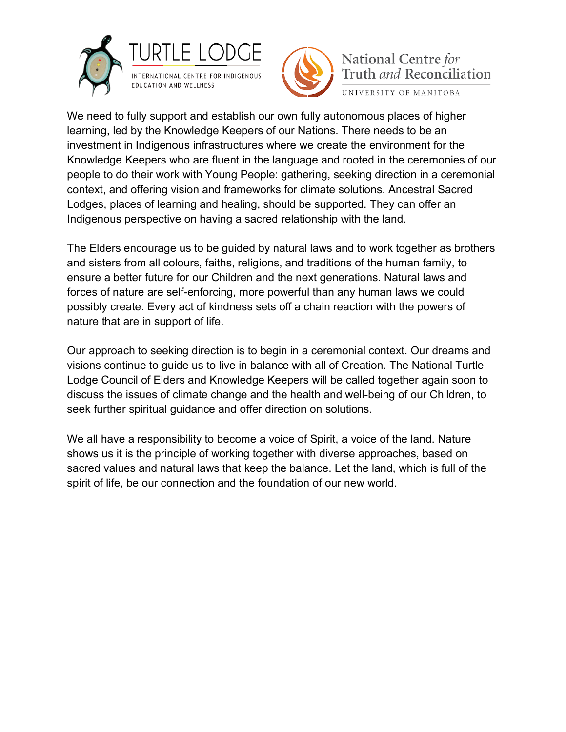We need to fully support and establish our own fully autonomous places of higher learning, led by the Knowledge Keepers of our Nations. There needs to be an investment in Indigenous infrastructures where we create the environment for the Knowledge Keepers who are fluent in the language and rooted in the ceremonies of our people to do their work with Young People: gathering, seeking direction in a ceremonial context, and offering vision and frameworks for climate solutions. Ancestral Sacred Lodges, places of learning and healing, should be supported. They can offer an Indigenous perspective on having a sacred relationship with the land.

The Elders encourage us to be guided by natural laws and to work together as brothers and sisters from all colours, faiths, religions, and traditions of the human family, to ensure a better future for our Children and the next generations. Natural laws and forces of nature are self-enforcing, more powerful than any human laws we could possibly create. Every act of kindness sets off a chain reaction with the powers of nature that are in support of life.

Our approach to seeking direction is to begin in a ceremonial context. Our dreams and visions continue to guide us to live in balance with all of Creation. The National Turtle Lodge Council of Elders and Knowledge Keepers will be called together again soon to discuss the issues of climate change and the health and well-being of our Children, to seek further spiritual guidance and offer direction on solutions.

We all have a responsibility to become a voice of Spirit, a voice of the land. Nature shows us it is the principle of working together with diverse approaches, based on sacred values and natural laws that keep the balance. Let the land, which is full of the spirit of life, be our connection and the foundation of our new world.